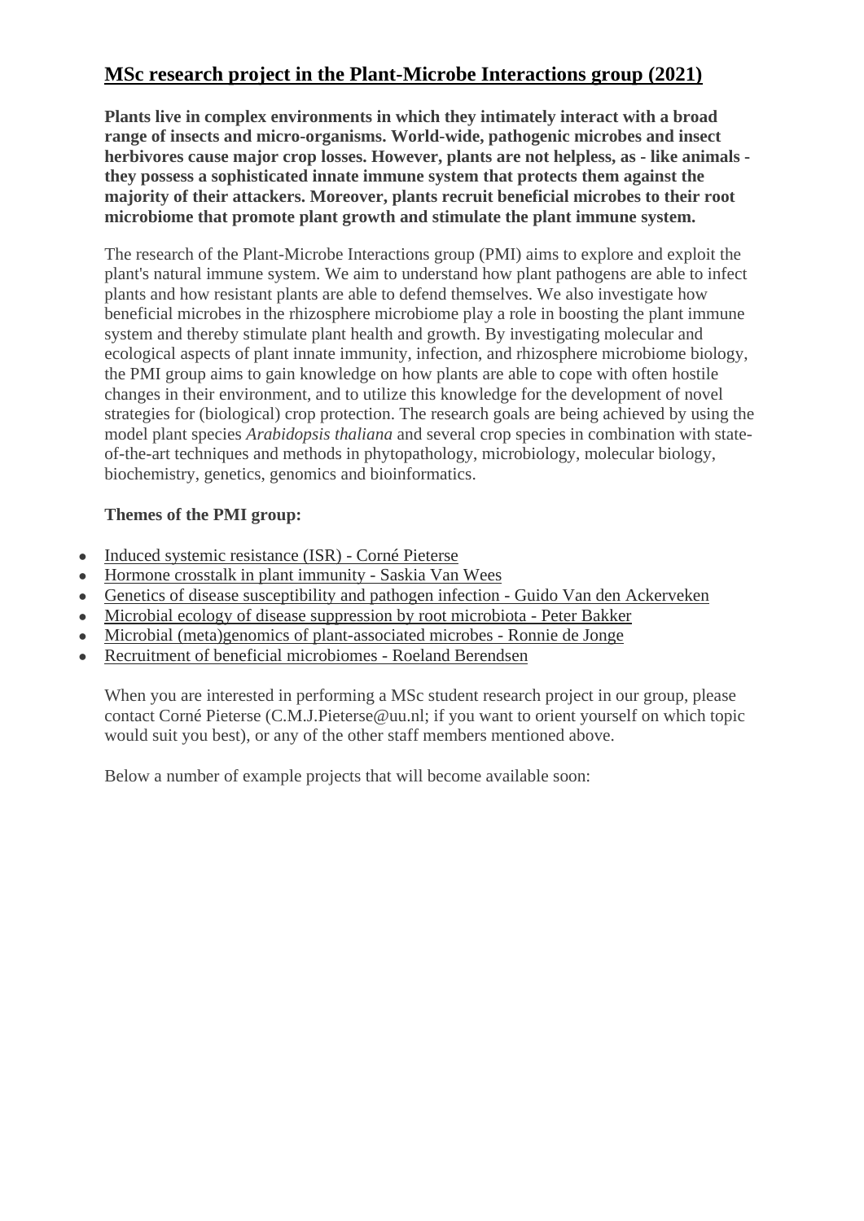# MSc research project in the Plant-Microbe Interactions group (2021)

**Plants live in complex environments in which they intimately interact with a broad range of insects and micro-organisms. World-wide, pathogenic microbes and insect herbivores cause major crop losses. However, plants are not helpless, as - like animals - they possess a sophisticated innate immune system that protects them against the majority of their attackers. Moreover, plants recruit beneficial microbes to their root microbiome that promote plant growth and stimulate the plant immune system.**

The research of the Plant-Microbe Interactions group (PMI) aims to explore and exploit the plant's natural immune system. We aim to understand how plant pathogens are able to infect plants and how resistant plants are able to defend themselves. We also investigate how beneficial microbes in the rhizosphere microbiome play a role in boosting the plant immune system and thereby stimulate plant health and growth. By investigating molecular and ecological aspects of plant innate immunity, infection, and rhizosphere microbiome biology, the PMI group aims to gain knowledge on how plants are able to cope with often hostile changes in their environment, and to utilize this knowledge for the development of novel strategies for (biological) crop protection. The research goals are being achieved by using the model plant species *Arabidopsis thaliana* and several crop species in combination with state-of-the-art techniques and methods in phytopathology, microbiology, molecular biology, biochemistry, genetics, genomics and bioinformatics.

**Themes of the PMI group:**

- Induced systemic resistance (ISR) - Corné Pieterse
- Hormone crosstalk in plant immunity - Saskia Van Wees
- Genetics of disease susceptibility and pathogen infection - Guido Van den Ackerveken
- Microbial ecology of disease suppression by root microbiota - Peter Bakker
- Microbial (meta)genomics of plant-associated microbes - Ronnie de Jonge
- Recruitment of beneficial microbiomes - Roeland Berendsen

When you are interested in performing a MSc student research project in our group, please contact Corné Pieterse (C.M.J.Pieterse@uu.nl; if you want to orient yourself on which topic would suit you best), or any of the other staff members mentioned above.

Below a number of example projects that will become available soon: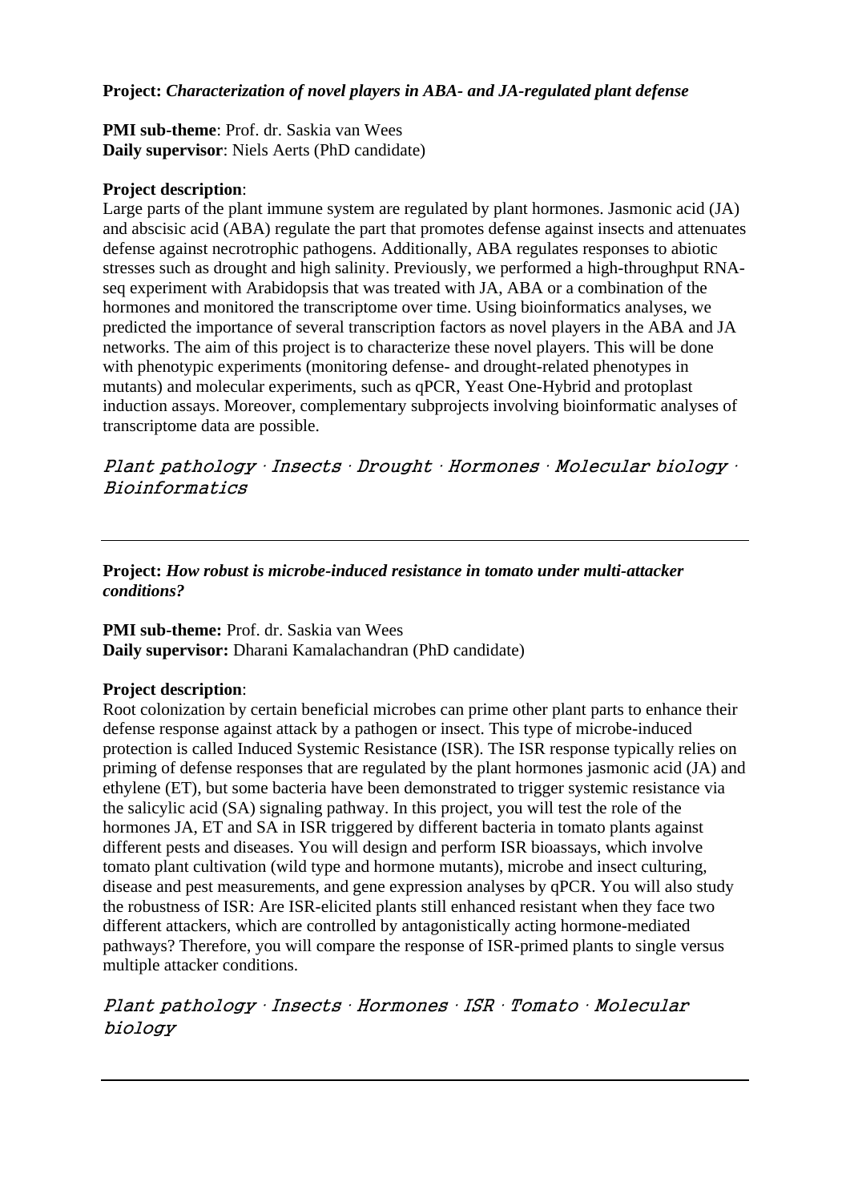**Project:** ***Characterization of novel players in ABA- and JA-regulated plant defense***

**PMI sub-theme**: Prof. dr. Saskia van Wees
**Daily supervisor**: Niels Aerts (PhD candidate)

**Project description**:
Large parts of the plant immune system are regulated by plant hormones. Jasmonic acid (JA) and abscisic acid (ABA) regulate the part that promotes defense against insects and attenuates defense against necrotrophic pathogens. Additionally, ABA regulates responses to abiotic stresses such as drought and high salinity. Previously, we performed a high-throughput RNA-seq experiment with Arabidopsis that was treated with JA, ABA or a combination of the hormones and monitored the transcriptome over time. Using bioinformatics analyses, we predicted the importance of several transcription factors as novel players in the ABA and JA networks. The aim of this project is to characterize these novel players. This will be done with phenotypic experiments (monitoring defense- and drought-related phenotypes in mutants) and molecular experiments, such as qPCR, Yeast One-Hybrid and protoplast induction assays. Moreover, complementary subprojects involving bioinformatic analyses of transcriptome data are possible.

*Plant pathology · Insects · Drought · Hormones · Molecular biology · Bioinformatics*

---

**Project:** ***How robust is microbe-induced resistance in tomato under multi-attacker conditions?***

**PMI sub-theme:** Prof. dr. Saskia van Wees
**Daily supervisor:** Dharani Kamalachandran (PhD candidate)

**Project description**:
Root colonization by certain beneficial microbes can prime other plant parts to enhance their defense response against attack by a pathogen or insect. This type of microbe-induced protection is called Induced Systemic Resistance (ISR). The ISR response typically relies on priming of defense responses that are regulated by the plant hormones jasmonic acid (JA) and ethylene (ET), but some bacteria have been demonstrated to trigger systemic resistance via the salicylic acid (SA) signaling pathway. In this project, you will test the role of the hormones JA, ET and SA in ISR triggered by different bacteria in tomato plants against different pests and diseases. You will design and perform ISR bioassays, which involve tomato plant cultivation (wild type and hormone mutants), microbe and insect culturing, disease and pest measurements, and gene expression analyses by qPCR. You will also study the robustness of ISR: Are ISR-elicited plants still enhanced resistant when they face two different attackers, which are controlled by antagonistically acting hormone-mediated pathways? Therefore, you will compare the response of ISR-primed plants to single versus multiple attacker conditions.

*Plant pathology · Insects · Hormones · ISR · Tomato · Molecular biology*

---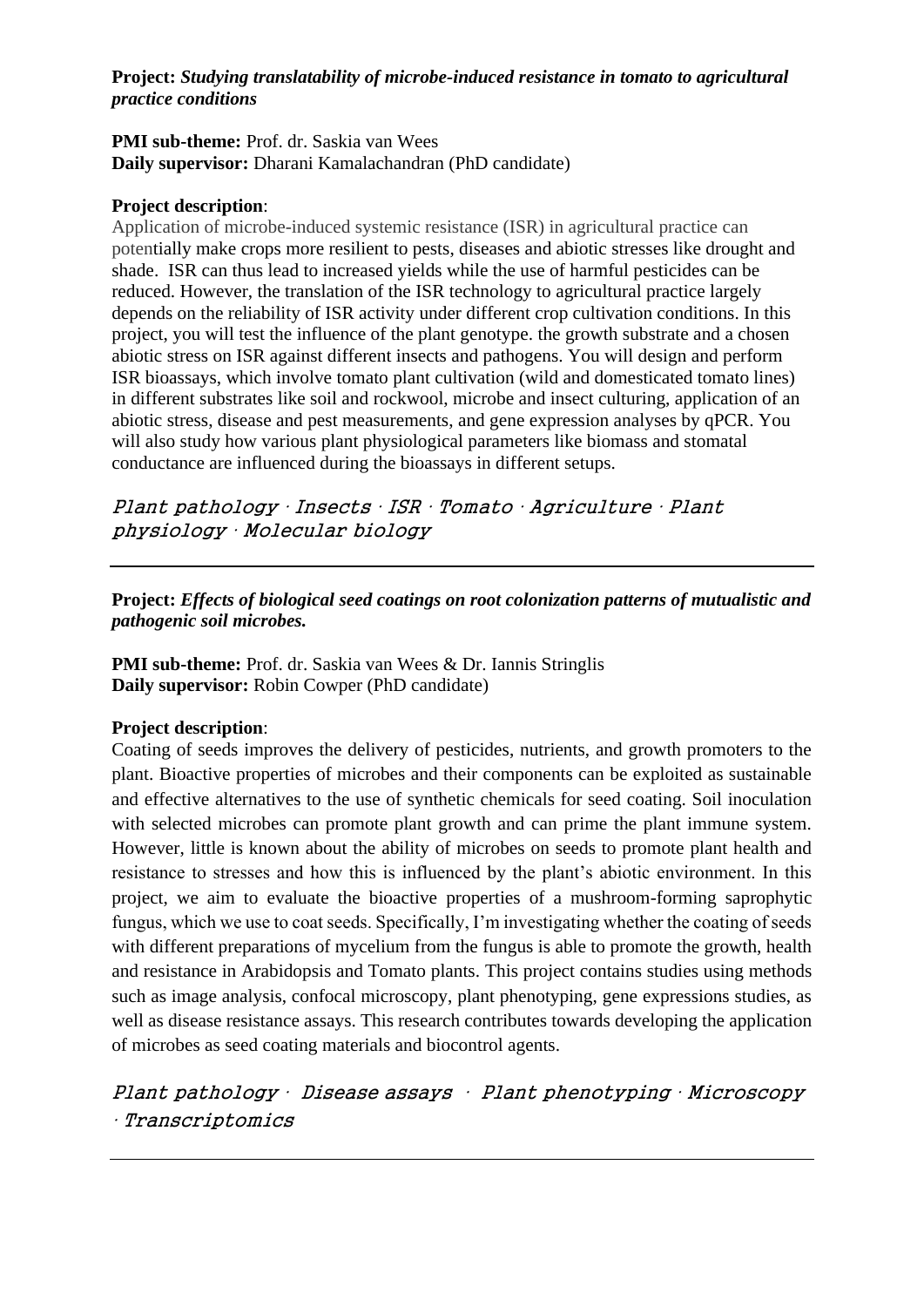**Project:** ***Studying translatability of microbe-induced resistance in tomato to agricultural practice conditions***

**PMI sub-theme:** Prof. dr. Saskia van Wees
**Daily supervisor:** Dharani Kamalachandran (PhD candidate)

**Project description**:
Application of microbe-induced systemic resistance (ISR) in agricultural practice can potentially make crops more resilient to pests, diseases and abiotic stresses like drought and shade. ISR can thus lead to increased yields while the use of harmful pesticides can be reduced. However, the translation of the ISR technology to agricultural practice largely depends on the reliability of ISR activity under different crop cultivation conditions. In this project, you will test the influence of the plant genotype. the growth substrate and a chosen abiotic stress on ISR against different insects and pathogens. You will design and perform ISR bioassays, which involve tomato plant cultivation (wild and domesticated tomato lines) in different substrates like soil and rockwool, microbe and insect culturing, application of an abiotic stress, disease and pest measurements, and gene expression analyses by qPCR. You will also study how various plant physiological parameters like biomass and stomatal conductance are influenced during the bioassays in different setups.

*Plant pathology · Insects · ISR · Tomato · Agriculture · Plant physiology · Molecular biology*

---

**Project:** ***Effects of biological seed coatings on root colonization patterns of mutualistic and pathogenic soil microbes.***

**PMI sub-theme:** Prof. dr. Saskia van Wees & Dr. Iannis Stringlis
**Daily supervisor:** Robin Cowper (PhD candidate)

**Project description**:
Coating of seeds improves the delivery of pesticides, nutrients, and growth promoters to the plant. Bioactive properties of microbes and their components can be exploited as sustainable and effective alternatives to the use of synthetic chemicals for seed coating. Soil inoculation with selected microbes can promote plant growth and can prime the plant immune system. However, little is known about the ability of microbes on seeds to promote plant health and resistance to stresses and how this is influenced by the plant's abiotic environment. In this project, we aim to evaluate the bioactive properties of a mushroom-forming saprophytic fungus, which we use to coat seeds. Specifically, I'm investigating whether the coating of seeds with different preparations of mycelium from the fungus is able to promote the growth, health and resistance in Arabidopsis and Tomato plants. This project contains studies using methods such as image analysis, confocal microscopy, plant phenotyping, gene expressions studies, as well as disease resistance assays. This research contributes towards developing the application of microbes as seed coating materials and biocontrol agents.

*Plant pathology · Disease assays · Plant phenotyping · Microscopy · Transcriptomics*

---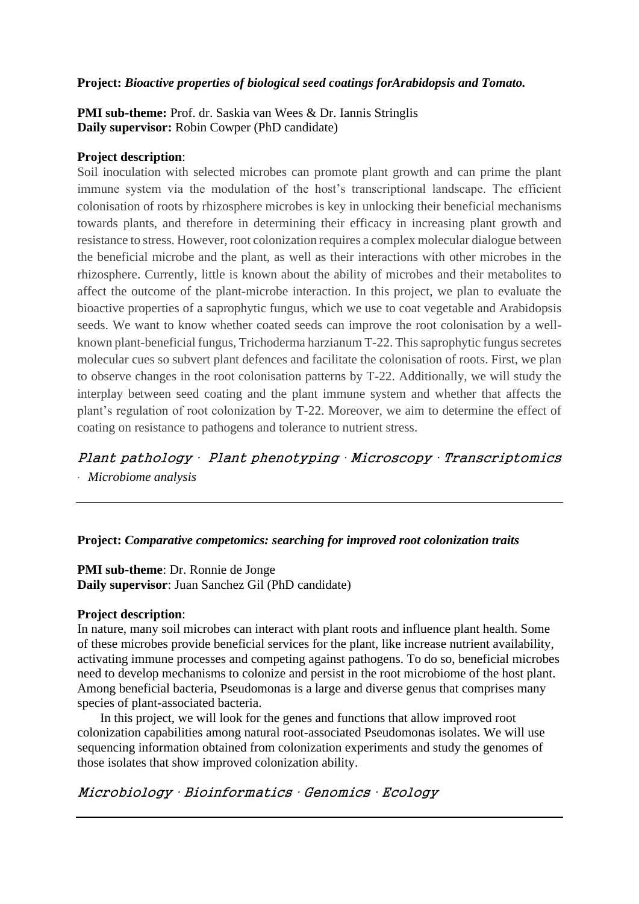**Project:** ***Bioactive properties of biological seed coatings forArabidopsis and Tomato.***

**PMI sub-theme:** Prof. dr. Saskia van Wees & Dr. Iannis Stringlis
**Daily supervisor:** Robin Cowper (PhD candidate)

**Project description**:
Soil inoculation with selected microbes can promote plant growth and can prime the plant immune system via the modulation of the host's transcriptional landscape. The efficient colonisation of roots by rhizosphere microbes is key in unlocking their beneficial mechanisms towards plants, and therefore in determining their efficacy in increasing plant growth and resistance to stress. However, root colonization requires a complex molecular dialogue between the beneficial microbe and the plant, as well as their interactions with other microbes in the rhizosphere. Currently, little is known about the ability of microbes and their metabolites to affect the outcome of the plant-microbe interaction. In this project, we plan to evaluate the bioactive properties of a saprophytic fungus, which we use to coat vegetable and Arabidopsis seeds. We want to know whether coated seeds can improve the root colonisation by a well-known plant-beneficial fungus, Trichoderma harzianum T-22. This saprophytic fungus secretes molecular cues so subvert plant defences and facilitate the colonisation of roots. First, we plan to observe changes in the root colonisation patterns by T-22. Additionally, we will study the interplay between seed coating and the plant immune system and whether that affects the plant's regulation of root colonization by T-22. Moreover, we aim to determine the effect of coating on resistance to pathogens and tolerance to nutrient stress.

*Plant pathology · Plant phenotyping · Microscopy · Transcriptomics · Microbiome analysis*

---

**Project:** ***Comparative competomics: searching for improved root colonization traits***

**PMI sub-theme**: Dr. Ronnie de Jonge
**Daily supervisor**: Juan Sanchez Gil (PhD candidate)

**Project description**:
In nature, many soil microbes can interact with plant roots and influence plant health. Some of these microbes provide beneficial services for the plant, like increase nutrient availability, activating immune processes and competing against pathogens. To do so, beneficial microbes need to develop mechanisms to colonize and persist in the root microbiome of the host plant. Among beneficial bacteria, Pseudomonas is a large and diverse genus that comprises many species of plant-associated bacteria.

In this project, we will look for the genes and functions that allow improved root colonization capabilities among natural root-associated Pseudomonas isolates. We will use sequencing information obtained from colonization experiments and study the genomes of those isolates that show improved colonization ability.

*Microbiology · Bioinformatics · Genomics · Ecology*

---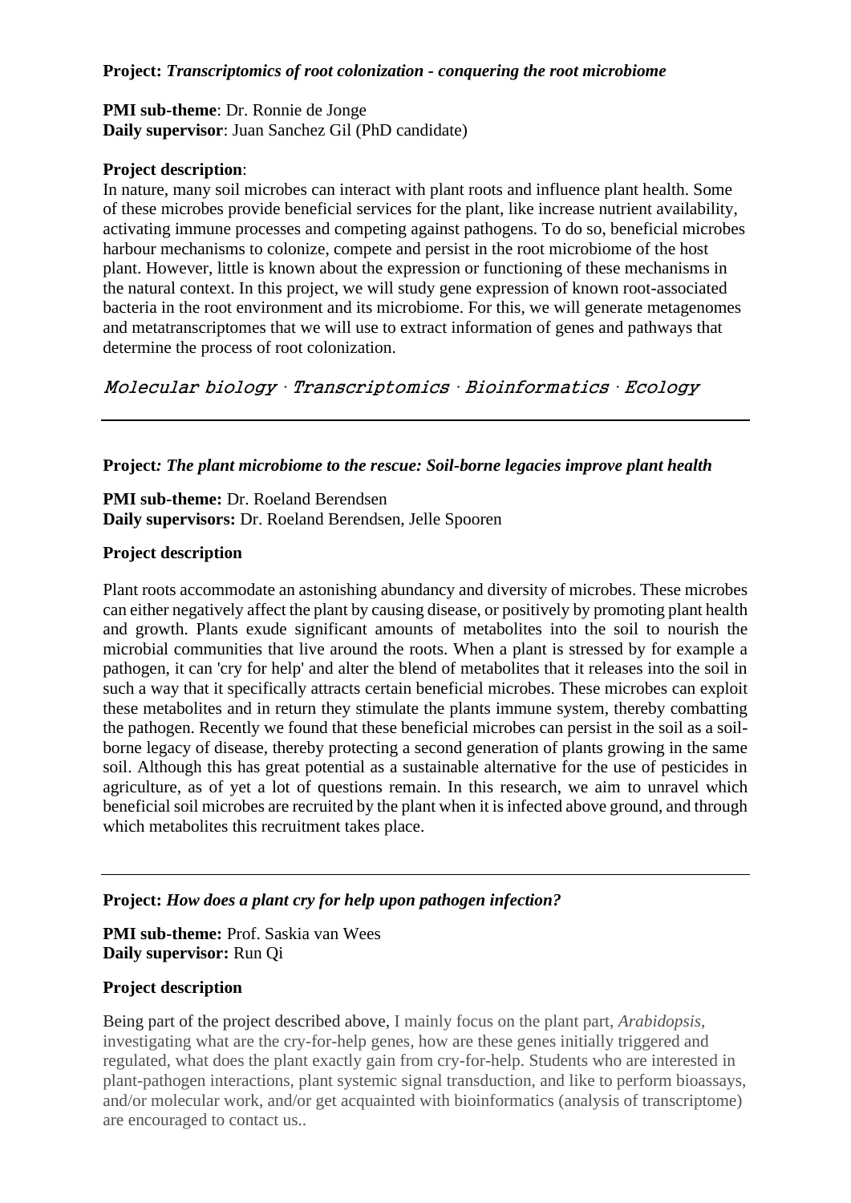**Project:** ***Transcriptomics of root colonization - conquering the root microbiome***

**PMI sub-theme**: Dr. Ronnie de Jonge
**Daily supervisor**: Juan Sanchez Gil (PhD candidate)

**Project description**:
In nature, many soil microbes can interact with plant roots and influence plant health. Some of these microbes provide beneficial services for the plant, like increase nutrient availability, activating immune processes and competing against pathogens. To do so, beneficial microbes harbour mechanisms to colonize, compete and persist in the root microbiome of the host plant. However, little is known about the expression or functioning of these mechanisms in the natural context. In this project, we will study gene expression of known root-associated bacteria in the root environment and its microbiome. For this, we will generate metagenomes and metatranscriptomes that we will use to extract information of genes and pathways that determine the process of root colonization.

*Molecular biology · Transcriptomics · Bioinformatics · Ecology*

---

**Project*: The plant microbiome to the rescue: Soil-borne legacies improve plant health***

**PMI sub-theme:** Dr. Roeland Berendsen
**Daily supervisors:** Dr. Roeland Berendsen, Jelle Spooren

**Project description**

Plant roots accommodate an astonishing abundancy and diversity of microbes. These microbes can either negatively affect the plant by causing disease, or positively by promoting plant health and growth. Plants exude significant amounts of metabolites into the soil to nourish the microbial communities that live around the roots. When a plant is stressed by for example a pathogen, it can 'cry for help' and alter the blend of metabolites that it releases into the soil in such a way that it specifically attracts certain beneficial microbes. These microbes can exploit these metabolites and in return they stimulate the plants immune system, thereby combatting the pathogen. Recently we found that these beneficial microbes can persist in the soil as a soil-borne legacy of disease, thereby protecting a second generation of plants growing in the same soil. Although this has great potential as a sustainable alternative for the use of pesticides in agriculture, as of yet a lot of questions remain. In this research, we aim to unravel which beneficial soil microbes are recruited by the plant when it is infected above ground, and through which metabolites this recruitment takes place.

---

**Project:** ***How does a plant cry for help upon pathogen infection?***

**PMI sub-theme:** Prof. Saskia van Wees
**Daily supervisor:** Run Qi

**Project description**

Being part of the project described above, I mainly focus on the plant part, *Arabidopsis*, investigating what are the cry-for-help genes, how are these genes initially triggered and regulated, what does the plant exactly gain from cry-for-help. Students who are interested in plant-pathogen interactions, plant systemic signal transduction, and like to perform bioassays, and/or molecular work, and/or get acquainted with bioinformatics (analysis of transcriptome) are encouraged to contact us..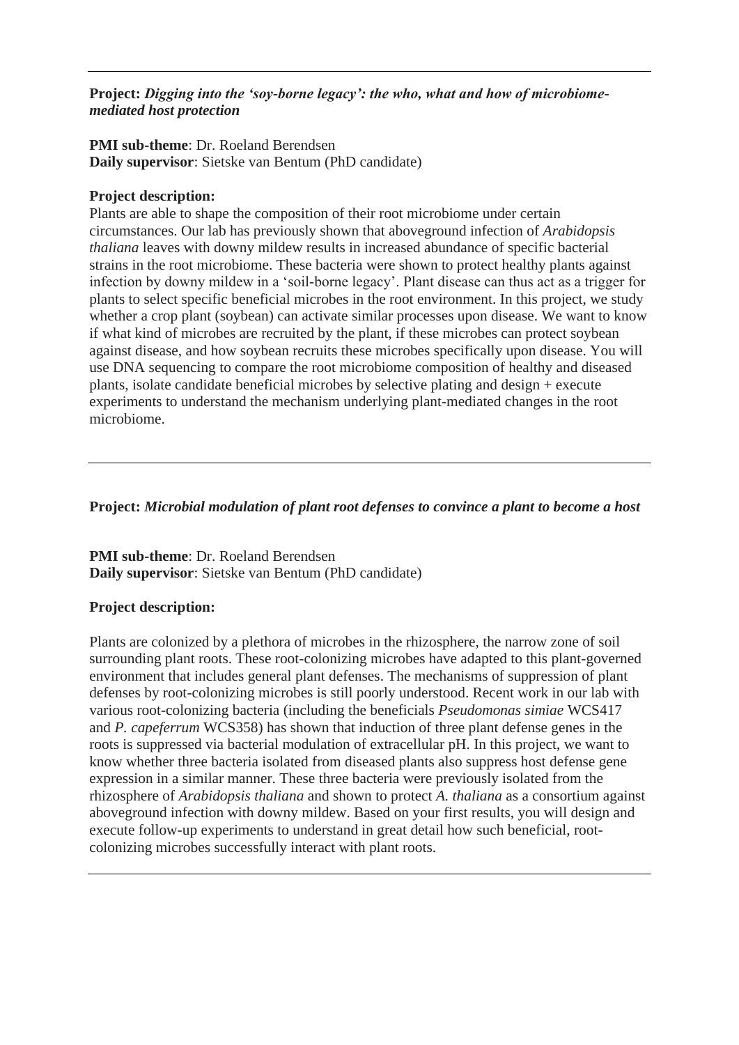---

**Project:** ***Digging into the 'soy-borne legacy': the who, what and how of microbiome-mediated host protection***

**PMI sub-theme**: Dr. Roeland Berendsen
**Daily supervisor**: Sietske van Bentum (PhD candidate)

**Project description:**
Plants are able to shape the composition of their root microbiome under certain circumstances. Our lab has previously shown that aboveground infection of *Arabidopsis thaliana* leaves with downy mildew results in increased abundance of specific bacterial strains in the root microbiome. These bacteria were shown to protect healthy plants against infection by downy mildew in a 'soil-borne legacy'. Plant disease can thus act as a trigger for plants to select specific beneficial microbes in the root environment. In this project, we study whether a crop plant (soybean) can activate similar processes upon disease. We want to know if what kind of microbes are recruited by the plant, if these microbes can protect soybean against disease, and how soybean recruits these microbes specifically upon disease. You will use DNA sequencing to compare the root microbiome composition of healthy and diseased plants, isolate candidate beneficial microbes by selective plating and design + execute experiments to understand the mechanism underlying plant-mediated changes in the root microbiome.

---

**Project:** ***Microbial modulation of plant root defenses to convince a plant to become a host***

**PMI sub-theme**: Dr. Roeland Berendsen
**Daily supervisor**: Sietske van Bentum (PhD candidate)

**Project description:**

Plants are colonized by a plethora of microbes in the rhizosphere, the narrow zone of soil surrounding plant roots. These root-colonizing microbes have adapted to this plant-governed environment that includes general plant defenses. The mechanisms of suppression of plant defenses by root-colonizing microbes is still poorly understood. Recent work in our lab with various root-colonizing bacteria (including the beneficials *Pseudomonas simiae* WCS417 and *P. capeferrum* WCS358) has shown that induction of three plant defense genes in the roots is suppressed via bacterial modulation of extracellular pH. In this project, we want to know whether three bacteria isolated from diseased plants also suppress host defense gene expression in a similar manner. These three bacteria were previously isolated from the rhizosphere of *Arabidopsis thaliana* and shown to protect *A. thaliana* as a consortium against aboveground infection with downy mildew. Based on your first results, you will design and execute follow-up experiments to understand in great detail how such beneficial, root-colonizing microbes successfully interact with plant roots.

---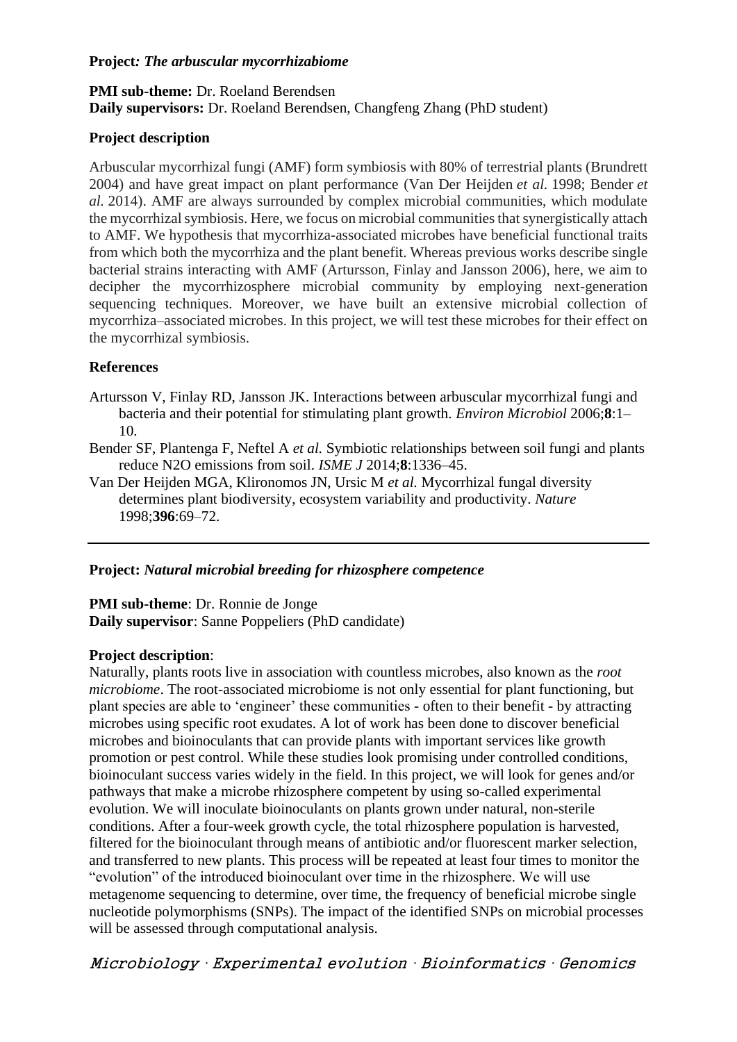**Project*: The arbuscular mycorrhizabiome***

**PMI sub-theme:** Dr. Roeland Berendsen
**Daily supervisors:** Dr. Roeland Berendsen, Changfeng Zhang (PhD student)

**Project description**

Arbuscular mycorrhizal fungi (AMF) form symbiosis with 80% of terrestrial plants (Brundrett 2004) and have great impact on plant performance (Van Der Heijden *et al.* 1998; Bender *et al.* 2014). AMF are always surrounded by complex microbial communities, which modulate the mycorrhizal symbiosis. Here, we focus on microbial communities that synergistically attach to AMF. We hypothesis that mycorrhiza-associated microbes have beneficial functional traits from which both the mycorrhiza and the plant benefit. Whereas previous works describe single bacterial strains interacting with AMF (Artursson, Finlay and Jansson 2006), here, we aim to decipher the mycorrhizosphere microbial community by employing next-generation sequencing techniques. Moreover, we have built an extensive microbial collection of mycorrhiza–associated microbes. In this project, we will test these microbes for their effect on the mycorrhizal symbiosis.

**References**

Artursson V, Finlay RD, Jansson JK. Interactions between arbuscular mycorrhizal fungi and bacteria and their potential for stimulating plant growth. *Environ Microbiol* 2006;**8**:1–10.

Bender SF, Plantenga F, Neftel A *et al.* Symbiotic relationships between soil fungi and plants reduce N2O emissions from soil. *ISME J* 2014;**8**:1336–45.

Van Der Heijden MGA, Klironomos JN, Ursic M *et al.* Mycorrhizal fungal diversity determines plant biodiversity, ecosystem variability and productivity. *Nature* 1998;**396**:69–72.

---

**Project:** ***Natural microbial breeding for rhizosphere competence***

**PMI sub-theme**: Dr. Ronnie de Jonge
**Daily supervisor**: Sanne Poppeliers (PhD candidate)

**Project description**:
Naturally, plants roots live in association with countless microbes, also known as the *root microbiome*. The root-associated microbiome is not only essential for plant functioning, but plant species are able to 'engineer' these communities - often to their benefit - by attracting microbes using specific root exudates. A lot of work has been done to discover beneficial microbes and bioinoculants that can provide plants with important services like growth promotion or pest control. While these studies look promising under controlled conditions, bioinoculant success varies widely in the field. In this project, we will look for genes and/or pathways that make a microbe rhizosphere competent by using so-called experimental evolution. We will inoculate bioinoculants on plants grown under natural, non-sterile conditions. After a four-week growth cycle, the total rhizosphere population is harvested, filtered for the bioinoculant through means of antibiotic and/or fluorescent marker selection, and transferred to new plants. This process will be repeated at least four times to monitor the "evolution" of the introduced bioinoculant over time in the rhizosphere. We will use metagenome sequencing to determine, over time, the frequency of beneficial microbe single nucleotide polymorphisms (SNPs). The impact of the identified SNPs on microbial processes will be assessed through computational analysis.

*Microbiology · Experimental evolution · Bioinformatics · Genomics*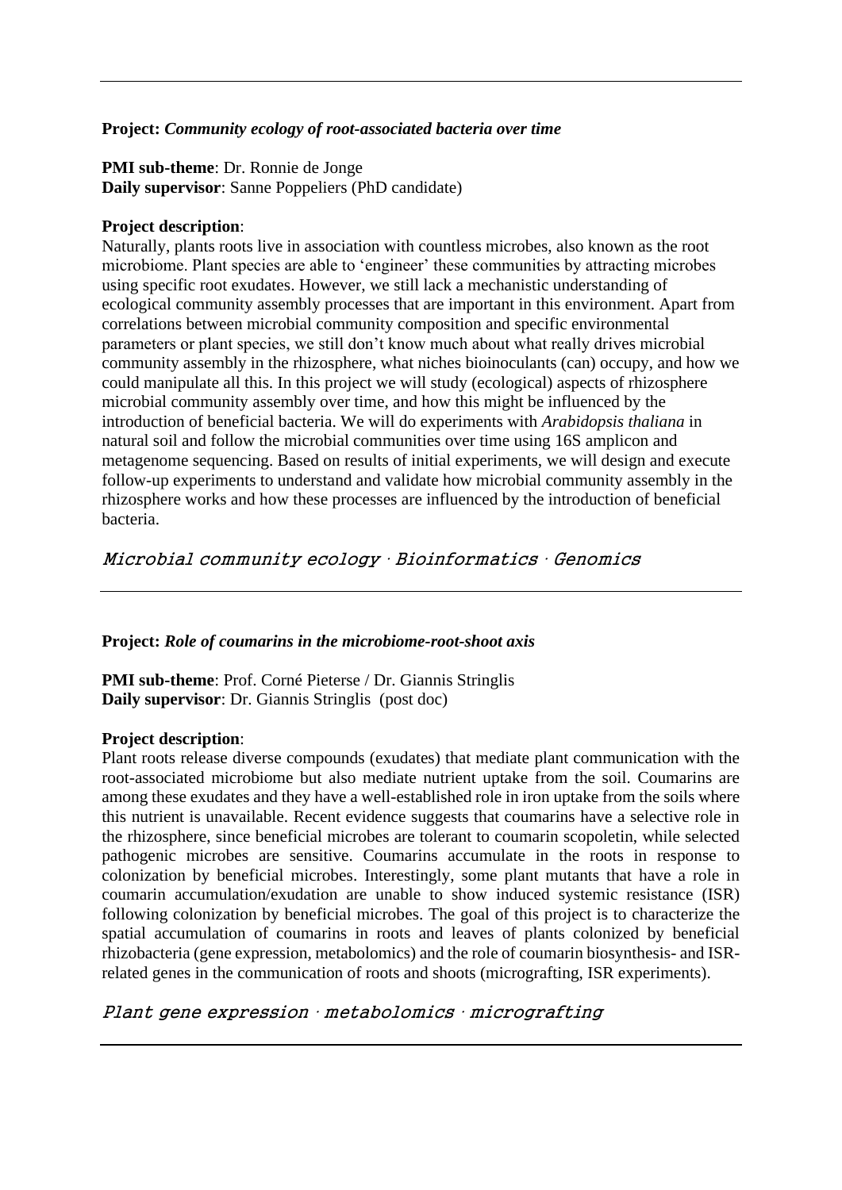---

**Project:** ***Community ecology of root-associated bacteria over time***

**PMI sub-theme**: Dr. Ronnie de Jonge
**Daily supervisor**: Sanne Poppeliers (PhD candidate)

**Project description**:
Naturally, plants roots live in association with countless microbes, also known as the root microbiome. Plant species are able to 'engineer' these communities by attracting microbes using specific root exudates. However, we still lack a mechanistic understanding of ecological community assembly processes that are important in this environment. Apart from correlations between microbial community composition and specific environmental parameters or plant species, we still don't know much about what really drives microbial community assembly in the rhizosphere, what niches bioinoculants (can) occupy, and how we could manipulate all this. In this project we will study (ecological) aspects of rhizosphere microbial community assembly over time, and how this might be influenced by the introduction of beneficial bacteria. We will do experiments with *Arabidopsis thaliana* in natural soil and follow the microbial communities over time using 16S amplicon and metagenome sequencing. Based on results of initial experiments, we will design and execute follow-up experiments to understand and validate how microbial community assembly in the rhizosphere works and how these processes are influenced by the introduction of beneficial bacteria.

*Microbial community ecology · Bioinformatics · Genomics*

---

**Project:** ***Role of coumarins in the microbiome-root-shoot axis***

**PMI sub-theme**: Prof. Corné Pieterse / Dr. Giannis Stringlis
**Daily supervisor**: Dr. Giannis Stringlis (post doc)

**Project description**:
Plant roots release diverse compounds (exudates) that mediate plant communication with the root-associated microbiome but also mediate nutrient uptake from the soil. Coumarins are among these exudates and they have a well-established role in iron uptake from the soils where this nutrient is unavailable. Recent evidence suggests that coumarins have a selective role in the rhizosphere, since beneficial microbes are tolerant to coumarin scopoletin, while selected pathogenic microbes are sensitive. Coumarins accumulate in the roots in response to colonization by beneficial microbes. Interestingly, some plant mutants that have a role in coumarin accumulation/exudation are unable to show induced systemic resistance (ISR) following colonization by beneficial microbes. The goal of this project is to characterize the spatial accumulation of coumarins in roots and leaves of plants colonized by beneficial rhizobacteria (gene expression, metabolomics) and the role of coumarin biosynthesis- and ISR-related genes in the communication of roots and shoots (micrografting, ISR experiments).

*Plant gene expression · metabolomics · micrografting*

---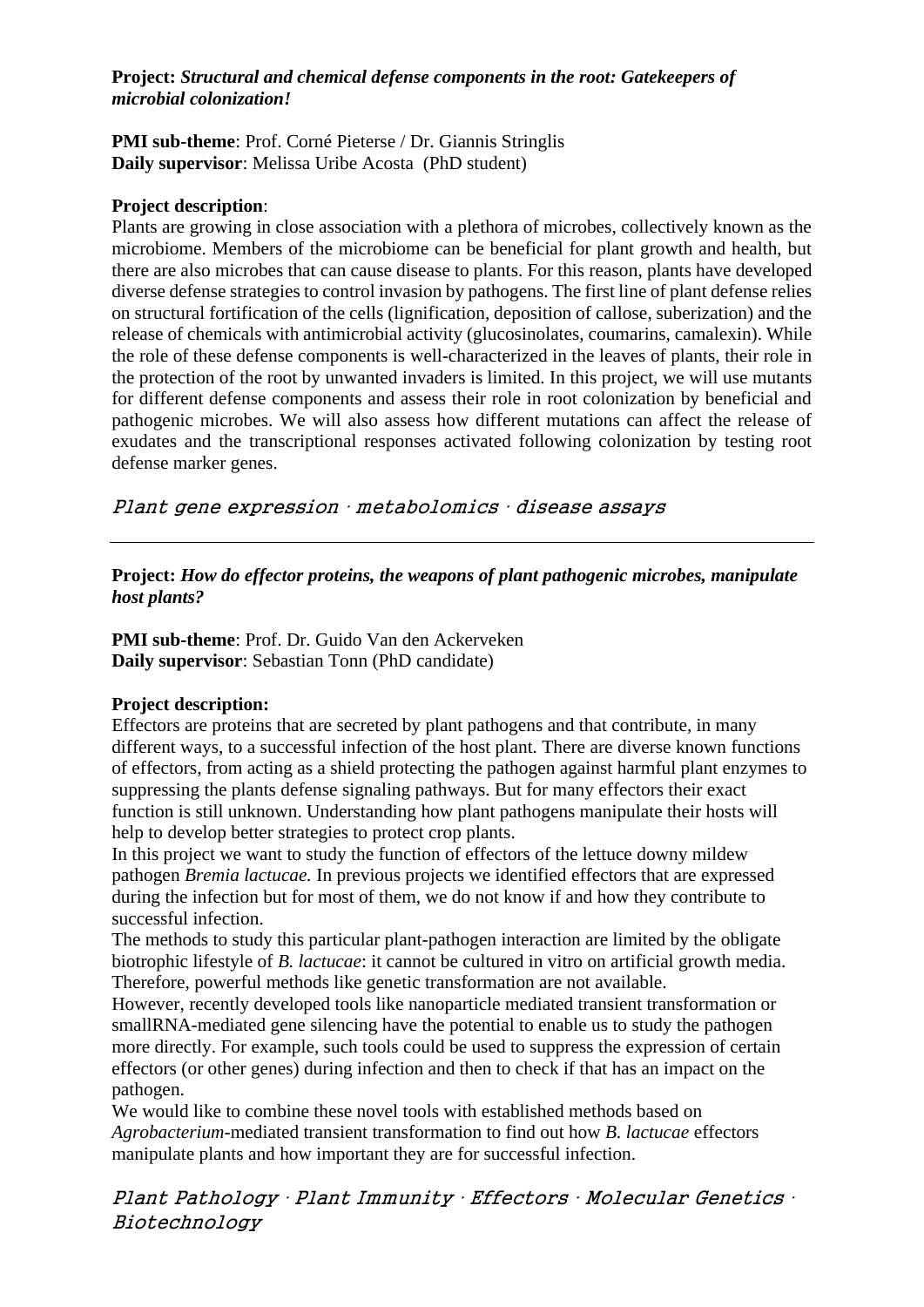**Project:** ***Structural and chemical defense components in the root: Gatekeepers of microbial colonization!***

**PMI sub-theme**: Prof. Corné Pieterse / Dr. Giannis Stringlis
**Daily supervisor**: Melissa Uribe Acosta (PhD student)

**Project description**:
Plants are growing in close association with a plethora of microbes, collectively known as the microbiome. Members of the microbiome can be beneficial for plant growth and health, but there are also microbes that can cause disease to plants. For this reason, plants have developed diverse defense strategies to control invasion by pathogens. The first line of plant defense relies on structural fortification of the cells (lignification, deposition of callose, suberization) and the release of chemicals with antimicrobial activity (glucosinolates, coumarins, camalexin). While the role of these defense components is well-characterized in the leaves of plants, their role in the protection of the root by unwanted invaders is limited. In this project, we will use mutants for different defense components and assess their role in root colonization by beneficial and pathogenic microbes. We will also assess how different mutations can affect the release of exudates and the transcriptional responses activated following colonization by testing root defense marker genes.

*Plant gene expression · metabolomics · disease assays*

---

**Project:** ***How do effector proteins, the weapons of plant pathogenic microbes, manipulate host plants?***

**PMI sub-theme**: Prof. Dr. Guido Van den Ackerveken
**Daily supervisor**: Sebastian Tonn (PhD candidate)

**Project description:**
Effectors are proteins that are secreted by plant pathogens and that contribute, in many different ways, to a successful infection of the host plant. There are diverse known functions of effectors, from acting as a shield protecting the pathogen against harmful plant enzymes to suppressing the plants defense signaling pathways. But for many effectors their exact function is still unknown. Understanding how plant pathogens manipulate their hosts will help to develop better strategies to protect crop plants.
In this project we want to study the function of effectors of the lettuce downy mildew pathogen *Bremia lactucae.* In previous projects we identified effectors that are expressed during the infection but for most of them, we do not know if and how they contribute to successful infection.
The methods to study this particular plant-pathogen interaction are limited by the obligate biotrophic lifestyle of *B. lactucae*: it cannot be cultured in vitro on artificial growth media. Therefore, powerful methods like genetic transformation are not available.
However, recently developed tools like nanoparticle mediated transient transformation or smallRNA-mediated gene silencing have the potential to enable us to study the pathogen more directly. For example, such tools could be used to suppress the expression of certain effectors (or other genes) during infection and then to check if that has an impact on the pathogen.
We would like to combine these novel tools with established methods based on *Agrobacterium*-mediated transient transformation to find out how *B. lactucae* effectors manipulate plants and how important they are for successful infection.

*Plant Pathology · Plant Immunity · Effectors · Molecular Genetics · Biotechnology*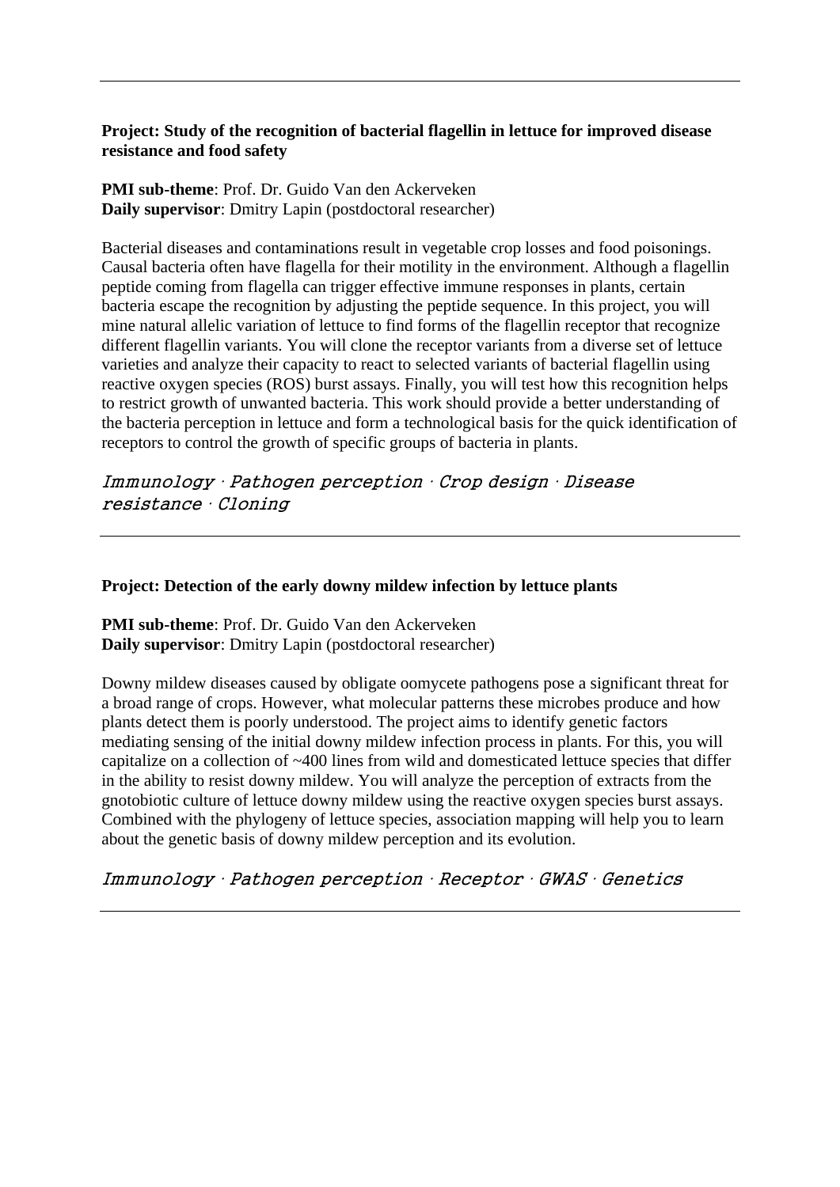---

**Project: Study of the recognition of bacterial flagellin in lettuce for improved disease resistance and food safety**

**PMI sub-theme**: Prof. Dr. Guido Van den Ackerveken
**Daily supervisor**: Dmitry Lapin (postdoctoral researcher)

Bacterial diseases and contaminations result in vegetable crop losses and food poisonings. Causal bacteria often have flagella for their motility in the environment. Although a flagellin peptide coming from flagella can trigger effective immune responses in plants, certain bacteria escape the recognition by adjusting the peptide sequence. In this project, you will mine natural allelic variation of lettuce to find forms of the flagellin receptor that recognize different flagellin variants. You will clone the receptor variants from a diverse set of lettuce varieties and analyze their capacity to react to selected variants of bacterial flagellin using reactive oxygen species (ROS) burst assays. Finally, you will test how this recognition helps to restrict growth of unwanted bacteria. This work should provide a better understanding of the bacteria perception in lettuce and form a technological basis for the quick identification of receptors to control the growth of specific groups of bacteria in plants.

*Immunology · Pathogen perception · Crop design · Disease resistance · Cloning*

---

**Project: Detection of the early downy mildew infection by lettuce plants**

**PMI sub-theme**: Prof. Dr. Guido Van den Ackerveken
**Daily supervisor**: Dmitry Lapin (postdoctoral researcher)

Downy mildew diseases caused by obligate oomycete pathogens pose a significant threat for a broad range of crops. However, what molecular patterns these microbes produce and how plants detect them is poorly understood. The project aims to identify genetic factors mediating sensing of the initial downy mildew infection process in plants. For this, you will capitalize on a collection of ~400 lines from wild and domesticated lettuce species that differ in the ability to resist downy mildew. You will analyze the perception of extracts from the gnotobiotic culture of lettuce downy mildew using the reactive oxygen species burst assays. Combined with the phylogeny of lettuce species, association mapping will help you to learn about the genetic basis of downy mildew perception and its evolution.

*Immunology · Pathogen perception · Receptor · GWAS · Genetics*

---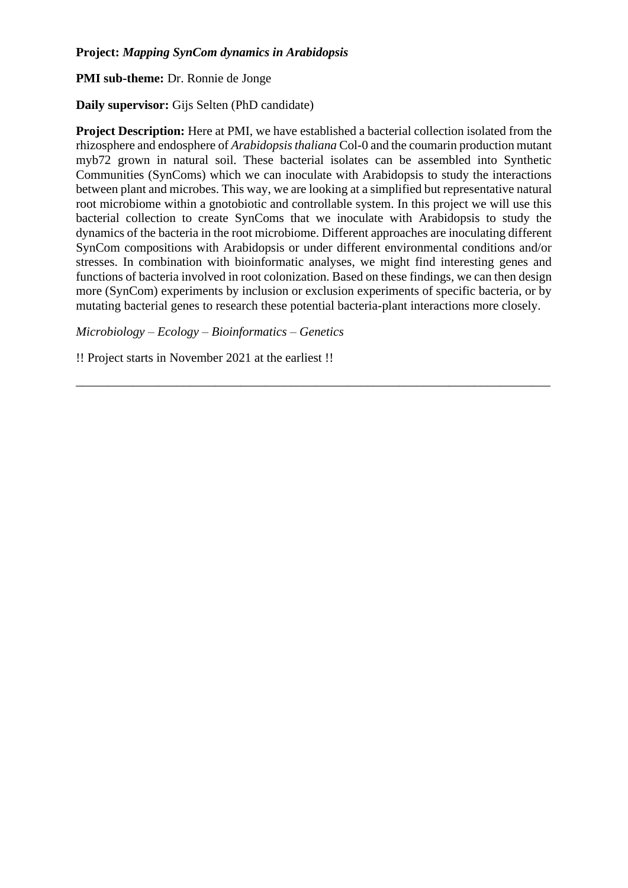**Project:** ***Mapping SynCom dynamics in Arabidopsis***

**PMI sub-theme:** Dr. Ronnie de Jonge

**Daily supervisor:** Gijs Selten (PhD candidate)

**Project Description:** Here at PMI, we have established a bacterial collection isolated from the rhizosphere and endosphere of *Arabidopsis thaliana* Col-0 and the coumarin production mutant myb72 grown in natural soil. These bacterial isolates can be assembled into Synthetic Communities (SynComs) which we can inoculate with Arabidopsis to study the interactions between plant and microbes. This way, we are looking at a simplified but representative natural root microbiome within a gnotobiotic and controllable system. In this project we will use this bacterial collection to create SynComs that we inoculate with Arabidopsis to study the dynamics of the bacteria in the root microbiome. Different approaches are inoculating different SynCom compositions with Arabidopsis or under different environmental conditions and/or stresses. In combination with bioinformatic analyses, we might find interesting genes and functions of bacteria involved in root colonization. Based on these findings, we can then design more (SynCom) experiments by inclusion or exclusion experiments of specific bacteria, or by mutating bacterial genes to research these potential bacteria-plant interactions more closely.

*Microbiology – Ecology – Bioinformatics – Genetics*

!! Project starts in November 2021 at the earliest !!

---